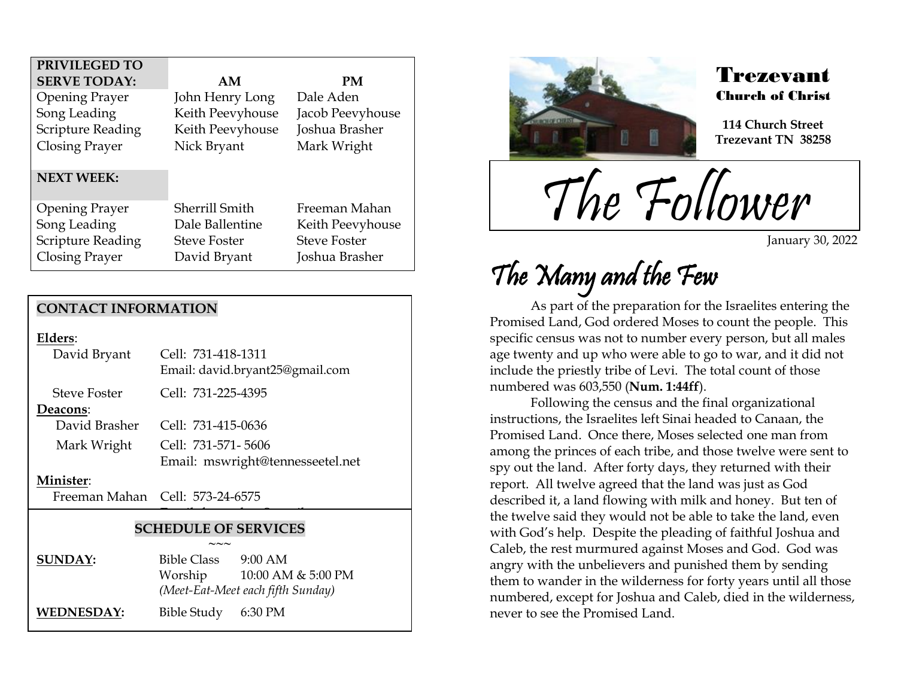| PRIVILEGED TO SERVE TODAY: | AM | PM |
|---|---|---|
| Opening Prayer | John Henry Long | Dale Aden |
| Song Leading | Keith Peevyhouse | Jacob Peevyhouse |
| Scripture Reading | Keith Peevyhouse | Joshua Brasher |
| Closing Prayer | Nick Bryant | Mark Wright |
| **NEXT WEEK:** | | |
| Opening Prayer | Sherrill Smith | Freeman Mahan |
| Song Leading | Dale Ballentine | Keith Peevyhouse |
| Scripture Reading | Steve Foster | Steve Foster |
| Closing Prayer | David Bryant | Joshua Brasher |

## CONTACT INFORMATION

**Elders**:

| | |
|---|---|
| David Bryant | Cell: 731-418-1311<br>Email: david.bryant25@gmail.com |
| Steve Foster | Cell: 731-225-4395 |

**Deacons**:

| | |
|---|---|
| David Brasher | Cell: 731-415-0636 |
| Mark Wright | Cell: 731-571- 5606<br>Email: mswright@tennesseetel.net |

**Minister**:

| | |
|---|---|
| Freeman Mahan | Cell: 573-24-6575 |

## SCHEDULE OF SERVICES

~~~

**SUNDAY:** Bible Class 9:00 AM
Worship 10:00 AM & 5:00 PM
*(Meet-Eat-Meet each fifth Sunday)*

**WEDNESDAY:** Bible Study 6:30 PM

# Trezevant Church of Christ

**114 Church Street**
**Trezevant TN 38258**

# The Follower

January 30, 2022

## The Many and the Few

As part of the preparation for the Israelites entering the Promised Land, God ordered Moses to count the people. This specific census was not to number every person, but all males age twenty and up who were able to go to war, and it did not include the priestly tribe of Levi. The total count of those numbered was 603,550 (**Num. 1:44ff**).

Following the census and the final organizational instructions, the Israelites left Sinai headed to Canaan, the Promised Land. Once there, Moses selected one man from among the princes of each tribe, and those twelve were sent to spy out the land. After forty days, they returned with their report. All twelve agreed that the land was just as God described it, a land flowing with milk and honey. But ten of the twelve said they would not be able to take the land, even with God's help. Despite the pleading of faithful Joshua and Caleb, the rest murmured against Moses and God. God was angry with the unbelievers and punished them by sending them to wander in the wilderness for forty years until all those numbered, except for Joshua and Caleb, died in the wilderness, never to see the Promised Land.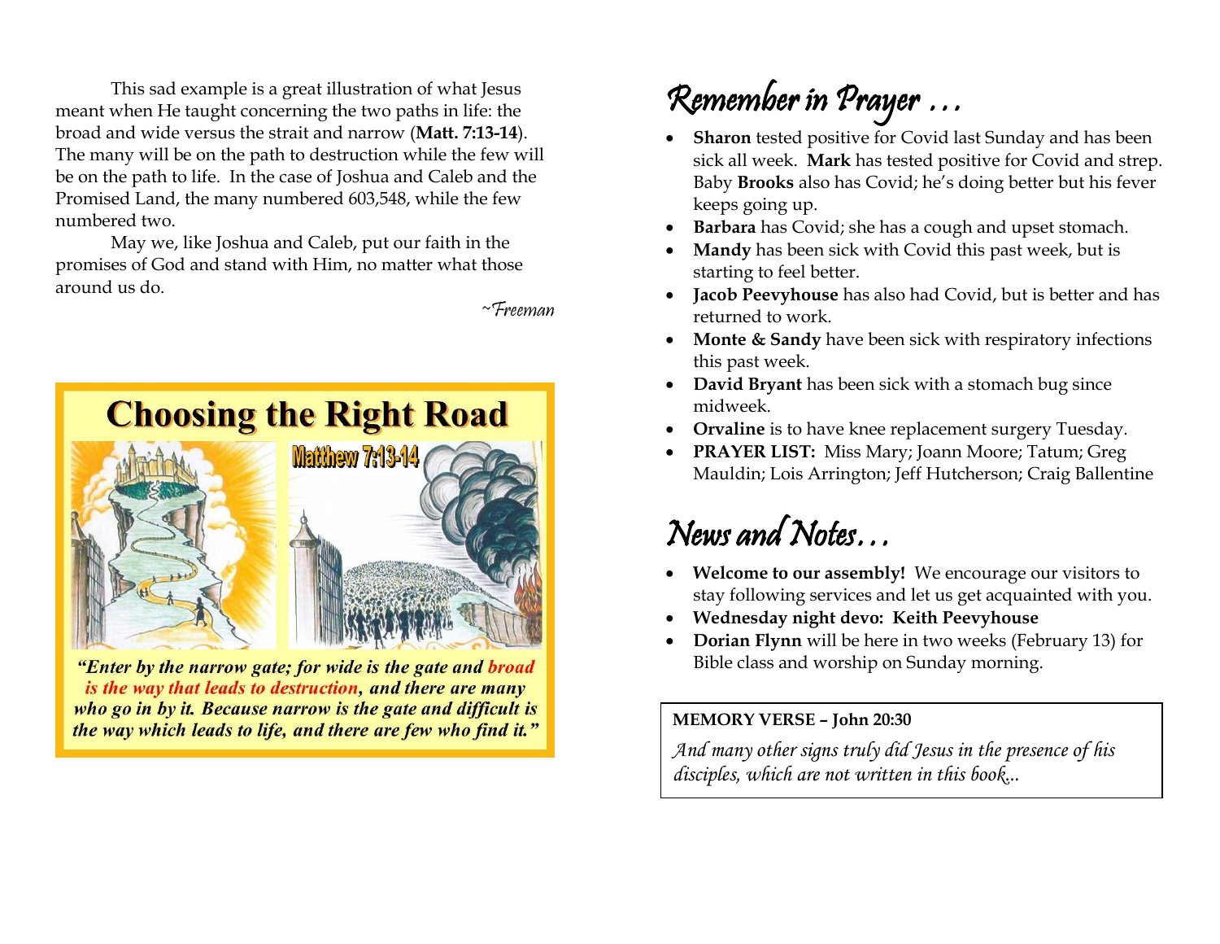This sad example is a great illustration of what Jesus meant when He taught concerning the two paths in life: the broad and wide versus the strait and narrow (**Matt. 7:13-14**). The many will be on the path to destruction while the few will be on the path to life. In the case of Joshua and Caleb and the Promised Land, the many numbered 603,548, while the few numbered two.

May we, like Joshua and Caleb, put our faith in the promises of God and stand with Him, no matter what those around us do.

*~Freeman*

## Choosing the Right Road

Matthew 7:13-14

***"Enter by the narrow gate; for wide is the gate and broad is the way that leads to destruction, and there are many who go in by it. Because narrow is the gate and difficult is the way which leads to life, and there are few who find it."***

# *Remember in Prayer . . .*

- **Sharon** tested positive for Covid last Sunday and has been sick all week. **Mark** has tested positive for Covid and strep. Baby **Brooks** also has Covid; he's doing better but his fever keeps going up.
- **Barbara** has Covid; she has a cough and upset stomach.
- **Mandy** has been sick with Covid this past week, but is starting to feel better.
- **Jacob Peevyhouse** has also had Covid, but is better and has returned to work.
- **Monte & Sandy** have been sick with respiratory infections this past week.
- **David Bryant** has been sick with a stomach bug since midweek.
- **Orvaline** is to have knee replacement surgery Tuesday.
- **PRAYER LIST:** Miss Mary; Joann Moore; Tatum; Greg Mauldin; Lois Arrington; Jeff Hutcherson; Craig Ballentine

# *News and Notes. . .*

- **Welcome to our assembly!** We encourage our visitors to stay following services and let us get acquainted with you.
- **Wednesday night devo: Keith Peevyhouse**
- **Dorian Flynn** will be here in two weeks (February 13) for Bible class and worship on Sunday morning.

**MEMORY VERSE – John 20:30**

*And many other signs truly did Jesus in the presence of his disciples, which are not written in this book...*